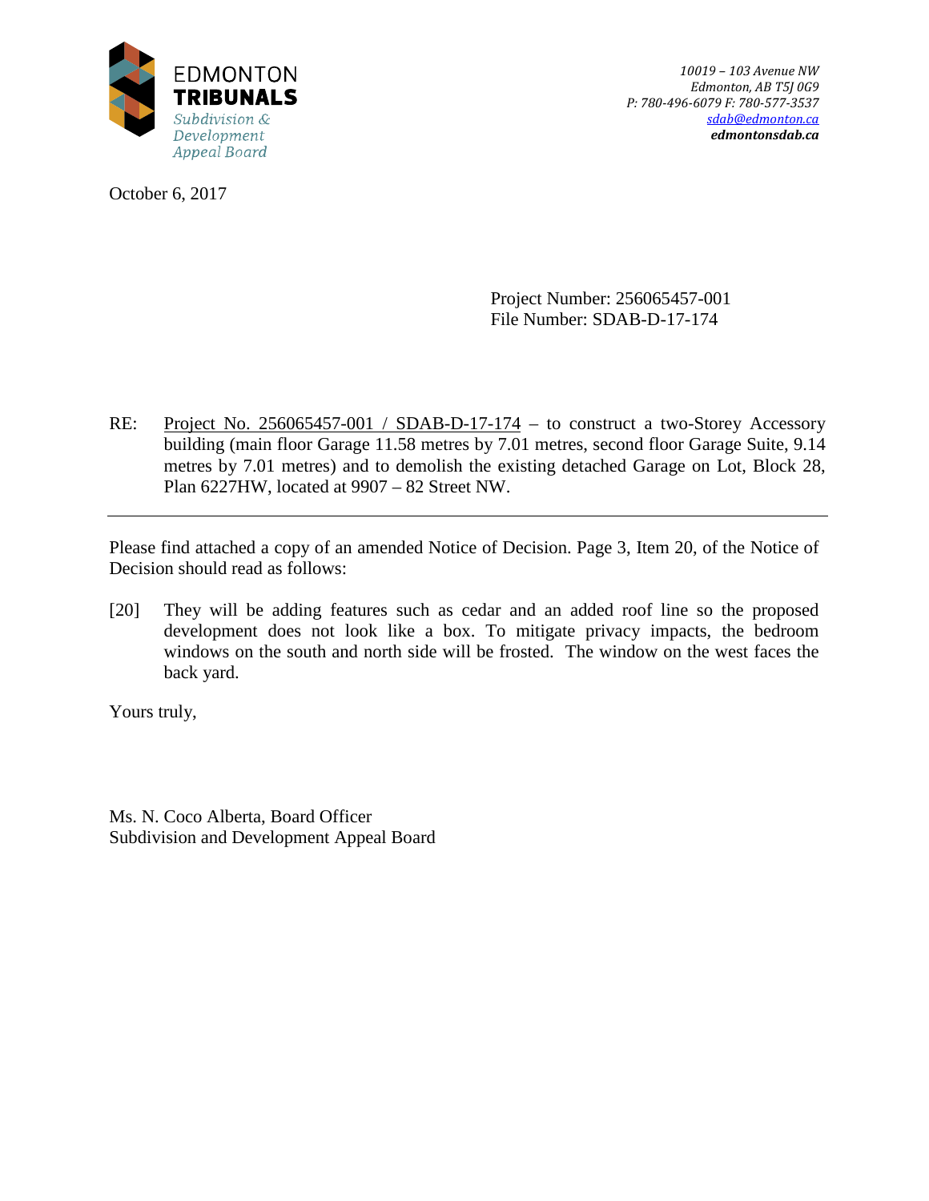EDMONTON
**TRIBUNALS**
*Subdivision & Development Appeal Board*

*10019 – 103 Avenue NW*
*Edmonton, AB T5J 0G9*
*P: 780-496-6079 F: 780-577-3537*
*sdab@edmonton.ca*
***edmontonsdab.ca***

October 6, 2017

Project Number: 256065457-001
File Number: SDAB-D-17-174

RE: Project No. 256065457-001 / SDAB-D-17-174 – to construct a two-Storey Accessory building (main floor Garage 11.58 metres by 7.01 metres, second floor Garage Suite, 9.14 metres by 7.01 metres) and to demolish the existing detached Garage on Lot, Block 28, Plan 6227HW, located at 9907 – 82 Street NW.

---

Please find attached a copy of an amended Notice of Decision. Page 3, Item 20, of the Notice of Decision should read as follows:

[20] They will be adding features such as cedar and an added roof line so the proposed development does not look like a box. To mitigate privacy impacts, the bedroom windows on the south and north side will be frosted. The window on the west faces the back yard.

Yours truly,

Ms. N. Coco Alberta, Board Officer
Subdivision and Development Appeal Board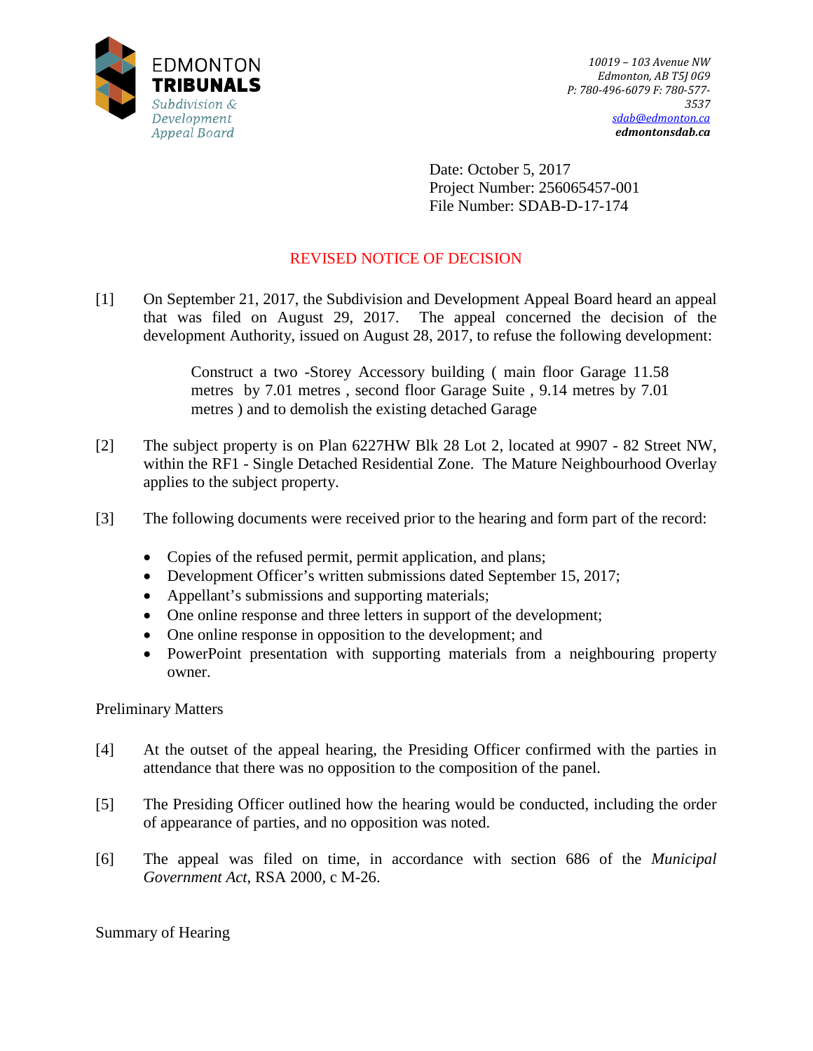EDMONTON **TRIBUNALS**
*Subdivision & Development Appeal Board*

*10019 – 103 Avenue NW*
*Edmonton, AB T5J 0G9*
*P: 780-496-6079 F: 780-577-3537*
*sdab@edmonton.ca*
***edmontonsdab.ca***

Date: October 5, 2017
Project Number: 256065457-001
File Number: SDAB-D-17-174

# REVISED NOTICE OF DECISION

[1] On September 21, 2017, the Subdivision and Development Appeal Board heard an appeal that was filed on August 29, 2017. The appeal concerned the decision of the development Authority, issued on August 28, 2017, to refuse the following development:

> Construct a two -Storey Accessory building ( main floor Garage 11.58 metres by 7.01 metres , second floor Garage Suite , 9.14 metres by 7.01 metres ) and to demolish the existing detached Garage

[2] The subject property is on Plan 6227HW Blk 28 Lot 2, located at 9907 - 82 Street NW, within the RF1 - Single Detached Residential Zone. The Mature Neighbourhood Overlay applies to the subject property.

[3] The following documents were received prior to the hearing and form part of the record:

- Copies of the refused permit, permit application, and plans;
- Development Officer's written submissions dated September 15, 2017;
- Appellant's submissions and supporting materials;
- One online response and three letters in support of the development;
- One online response in opposition to the development; and
- PowerPoint presentation with supporting materials from a neighbouring property owner.

Preliminary Matters

[4] At the outset of the appeal hearing, the Presiding Officer confirmed with the parties in attendance that there was no opposition to the composition of the panel.

[5] The Presiding Officer outlined how the hearing would be conducted, including the order of appearance of parties, and no opposition was noted.

[6] The appeal was filed on time, in accordance with section 686 of the *Municipal Government Act*, RSA 2000, c M-26.

Summary of Hearing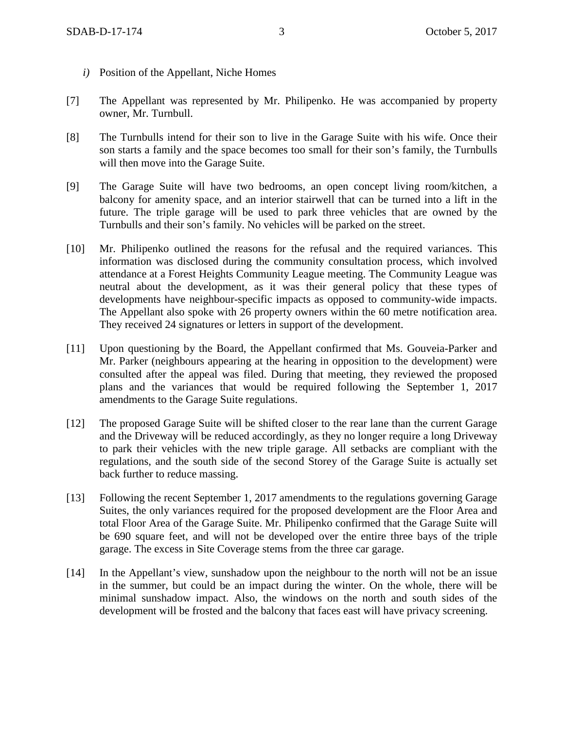*i)* Position of the Appellant, Niche Homes

[7] The Appellant was represented by Mr. Philipenko. He was accompanied by property owner, Mr. Turnbull.

[8] The Turnbulls intend for their son to live in the Garage Suite with his wife. Once their son starts a family and the space becomes too small for their son's family, the Turnbulls will then move into the Garage Suite.

[9] The Garage Suite will have two bedrooms, an open concept living room/kitchen, a balcony for amenity space, and an interior stairwell that can be turned into a lift in the future. The triple garage will be used to park three vehicles that are owned by the Turnbulls and their son's family. No vehicles will be parked on the street.

[10] Mr. Philipenko outlined the reasons for the refusal and the required variances. This information was disclosed during the community consultation process, which involved attendance at a Forest Heights Community League meeting. The Community League was neutral about the development, as it was their general policy that these types of developments have neighbour-specific impacts as opposed to community-wide impacts. The Appellant also spoke with 26 property owners within the 60 metre notification area. They received 24 signatures or letters in support of the development.

[11] Upon questioning by the Board, the Appellant confirmed that Ms. Gouveia-Parker and Mr. Parker (neighbours appearing at the hearing in opposition to the development) were consulted after the appeal was filed. During that meeting, they reviewed the proposed plans and the variances that would be required following the September 1, 2017 amendments to the Garage Suite regulations.

[12] The proposed Garage Suite will be shifted closer to the rear lane than the current Garage and the Driveway will be reduced accordingly, as they no longer require a long Driveway to park their vehicles with the new triple garage. All setbacks are compliant with the regulations, and the south side of the second Storey of the Garage Suite is actually set back further to reduce massing.

[13] Following the recent September 1, 2017 amendments to the regulations governing Garage Suites, the only variances required for the proposed development are the Floor Area and total Floor Area of the Garage Suite. Mr. Philipenko confirmed that the Garage Suite will be 690 square feet, and will not be developed over the entire three bays of the triple garage. The excess in Site Coverage stems from the three car garage.

[14] In the Appellant's view, sunshadow upon the neighbour to the north will not be an issue in the summer, but could be an impact during the winter. On the whole, there will be minimal sunshadow impact. Also, the windows on the north and south sides of the development will be frosted and the balcony that faces east will have privacy screening.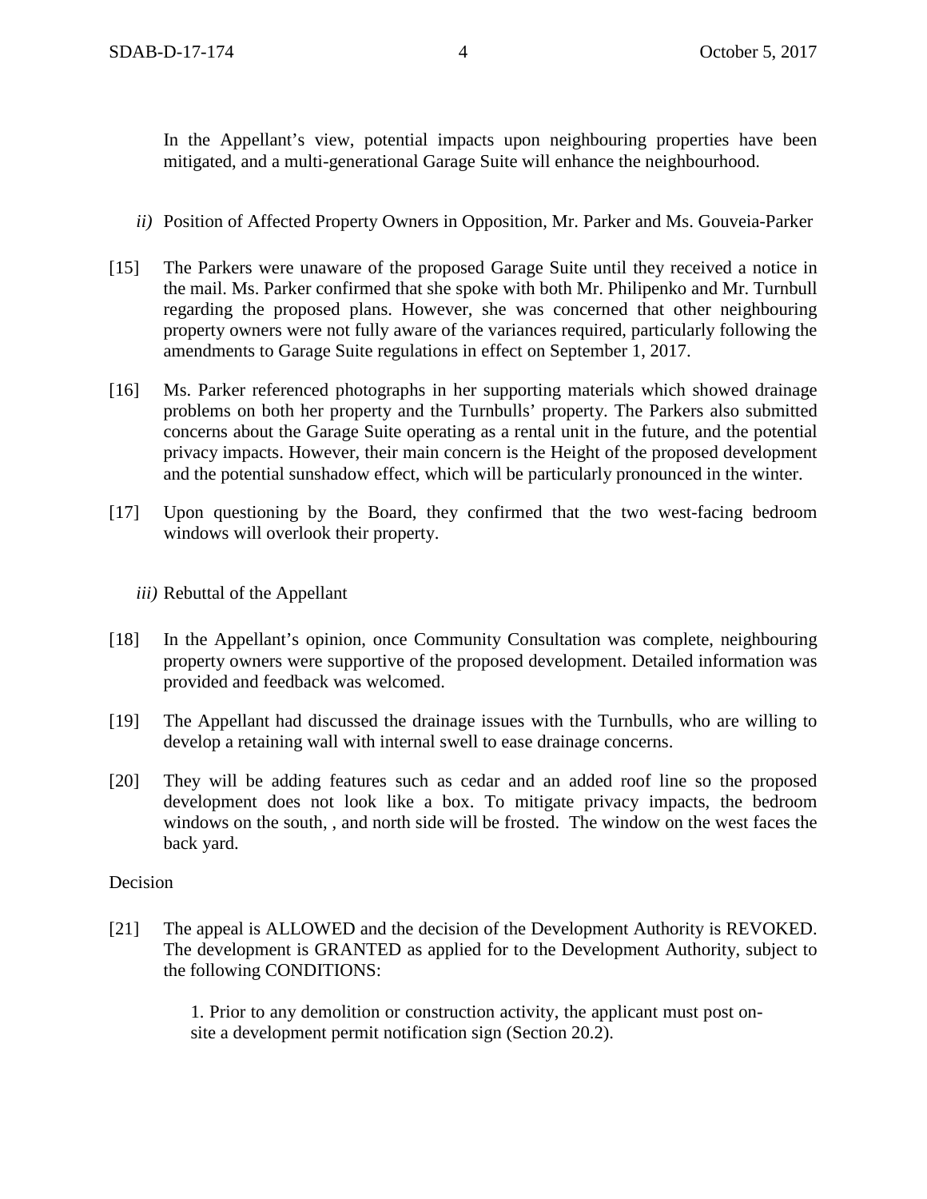In the Appellant's view, potential impacts upon neighbouring properties have been mitigated, and a multi-generational Garage Suite will enhance the neighbourhood.

*ii)* Position of Affected Property Owners in Opposition, Mr. Parker and Ms. Gouveia-Parker

[15] The Parkers were unaware of the proposed Garage Suite until they received a notice in the mail. Ms. Parker confirmed that she spoke with both Mr. Philipenko and Mr. Turnbull regarding the proposed plans. However, she was concerned that other neighbouring property owners were not fully aware of the variances required, particularly following the amendments to Garage Suite regulations in effect on September 1, 2017.

[16] Ms. Parker referenced photographs in her supporting materials which showed drainage problems on both her property and the Turnbulls' property. The Parkers also submitted concerns about the Garage Suite operating as a rental unit in the future, and the potential privacy impacts. However, their main concern is the Height of the proposed development and the potential sunshadow effect, which will be particularly pronounced in the winter.

[17] Upon questioning by the Board, they confirmed that the two west-facing bedroom windows will overlook their property.

*iii)* Rebuttal of the Appellant

[18] In the Appellant's opinion, once Community Consultation was complete, neighbouring property owners were supportive of the proposed development. Detailed information was provided and feedback was welcomed.

[19] The Appellant had discussed the drainage issues with the Turnbulls, who are willing to develop a retaining wall with internal swell to ease drainage concerns.

[20] They will be adding features such as cedar and an added roof line so the proposed development does not look like a box. To mitigate privacy impacts, the bedroom windows on the south, , and north side will be frosted. The window on the west faces the back yard.

Decision

[21] The appeal is ALLOWED and the decision of the Development Authority is REVOKED. The development is GRANTED as applied for to the Development Authority, subject to the following CONDITIONS:

1. Prior to any demolition or construction activity, the applicant must post on-site a development permit notification sign (Section 20.2).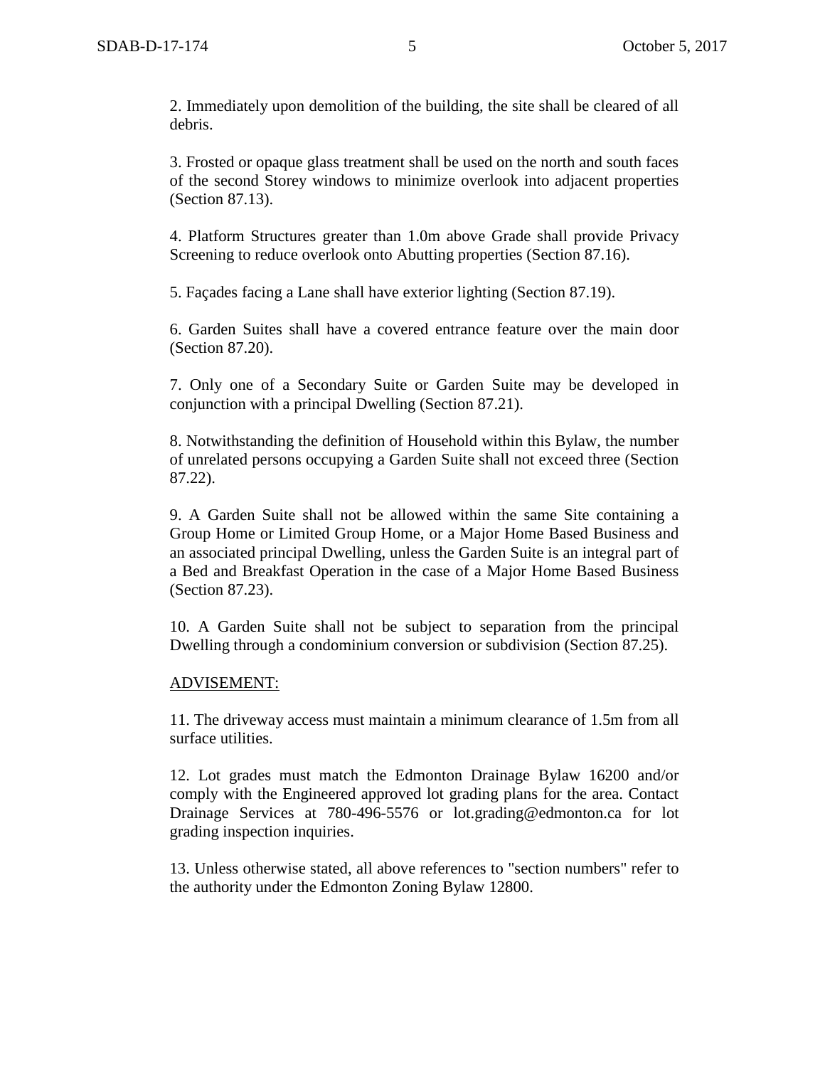2. Immediately upon demolition of the building, the site shall be cleared of all debris.

3. Frosted or opaque glass treatment shall be used on the north and south faces of the second Storey windows to minimize overlook into adjacent properties (Section 87.13).

4. Platform Structures greater than 1.0m above Grade shall provide Privacy Screening to reduce overlook onto Abutting properties (Section 87.16).

5. Façades facing a Lane shall have exterior lighting (Section 87.19).

6. Garden Suites shall have a covered entrance feature over the main door (Section 87.20).

7. Only one of a Secondary Suite or Garden Suite may be developed in conjunction with a principal Dwelling (Section 87.21).

8. Notwithstanding the definition of Household within this Bylaw, the number of unrelated persons occupying a Garden Suite shall not exceed three (Section 87.22).

9. A Garden Suite shall not be allowed within the same Site containing a Group Home or Limited Group Home, or a Major Home Based Business and an associated principal Dwelling, unless the Garden Suite is an integral part of a Bed and Breakfast Operation in the case of a Major Home Based Business (Section 87.23).

10. A Garden Suite shall not be subject to separation from the principal Dwelling through a condominium conversion or subdivision (Section 87.25).

ADVISEMENT:

11. The driveway access must maintain a minimum clearance of 1.5m from all surface utilities.

12. Lot grades must match the Edmonton Drainage Bylaw 16200 and/or comply with the Engineered approved lot grading plans for the area. Contact Drainage Services at 780-496-5576 or lot.grading@edmonton.ca for lot grading inspection inquiries.

13. Unless otherwise stated, all above references to "section numbers" refer to the authority under the Edmonton Zoning Bylaw 12800.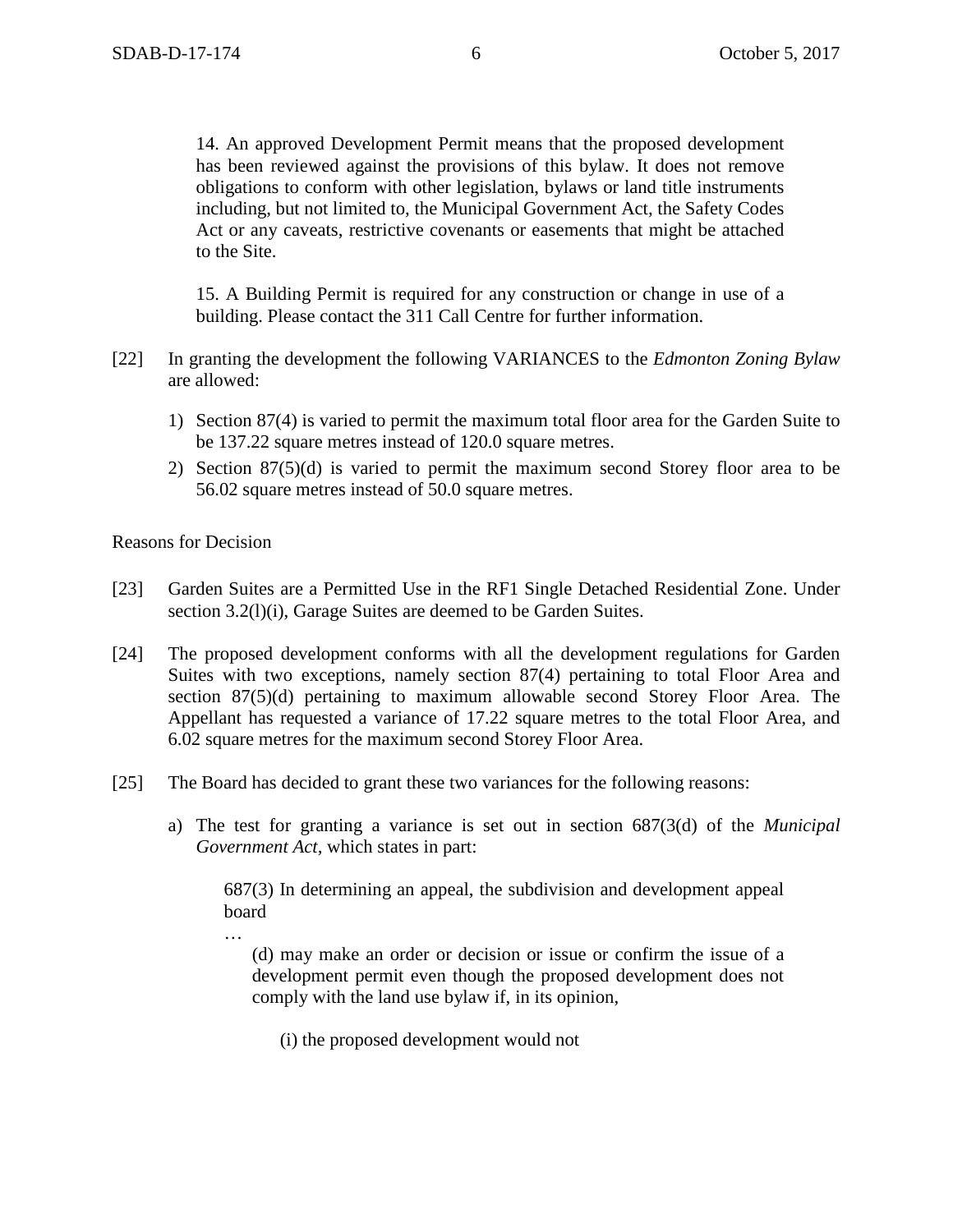> 14. An approved Development Permit means that the proposed development has been reviewed against the provisions of this bylaw. It does not remove obligations to conform with other legislation, bylaws or land title instruments including, but not limited to, the Municipal Government Act, the Safety Codes Act or any caveats, restrictive covenants or easements that might be attached to the Site.
>
> 15. A Building Permit is required for any construction or change in use of a building. Please contact the 311 Call Centre for further information.

[22] In granting the development the following VARIANCES to the *Edmonton Zoning Bylaw* are allowed:

1) Section 87(4) is varied to permit the maximum total floor area for the Garden Suite to be 137.22 square metres instead of 120.0 square metres.
2) Section 87(5)(d) is varied to permit the maximum second Storey floor area to be 56.02 square metres instead of 50.0 square metres.

Reasons for Decision

[23] Garden Suites are a Permitted Use in the RF1 Single Detached Residential Zone. Under section 3.2(l)(i), Garage Suites are deemed to be Garden Suites.

[24] The proposed development conforms with all the development regulations for Garden Suites with two exceptions, namely section 87(4) pertaining to total Floor Area and section 87(5)(d) pertaining to maximum allowable second Storey Floor Area. The Appellant has requested a variance of 17.22 square metres to the total Floor Area, and 6.02 square metres for the maximum second Storey Floor Area.

[25] The Board has decided to grant these two variances for the following reasons:

a) The test for granting a variance is set out in section 687(3(d) of the *Municipal Government Act*, which states in part:

> 687(3) In determining an appeal, the subdivision and development appeal board
>
> …
>
> (d) may make an order or decision or issue or confirm the issue of a development permit even though the proposed development does not comply with the land use bylaw if, in its opinion,
>
> (i) the proposed development would not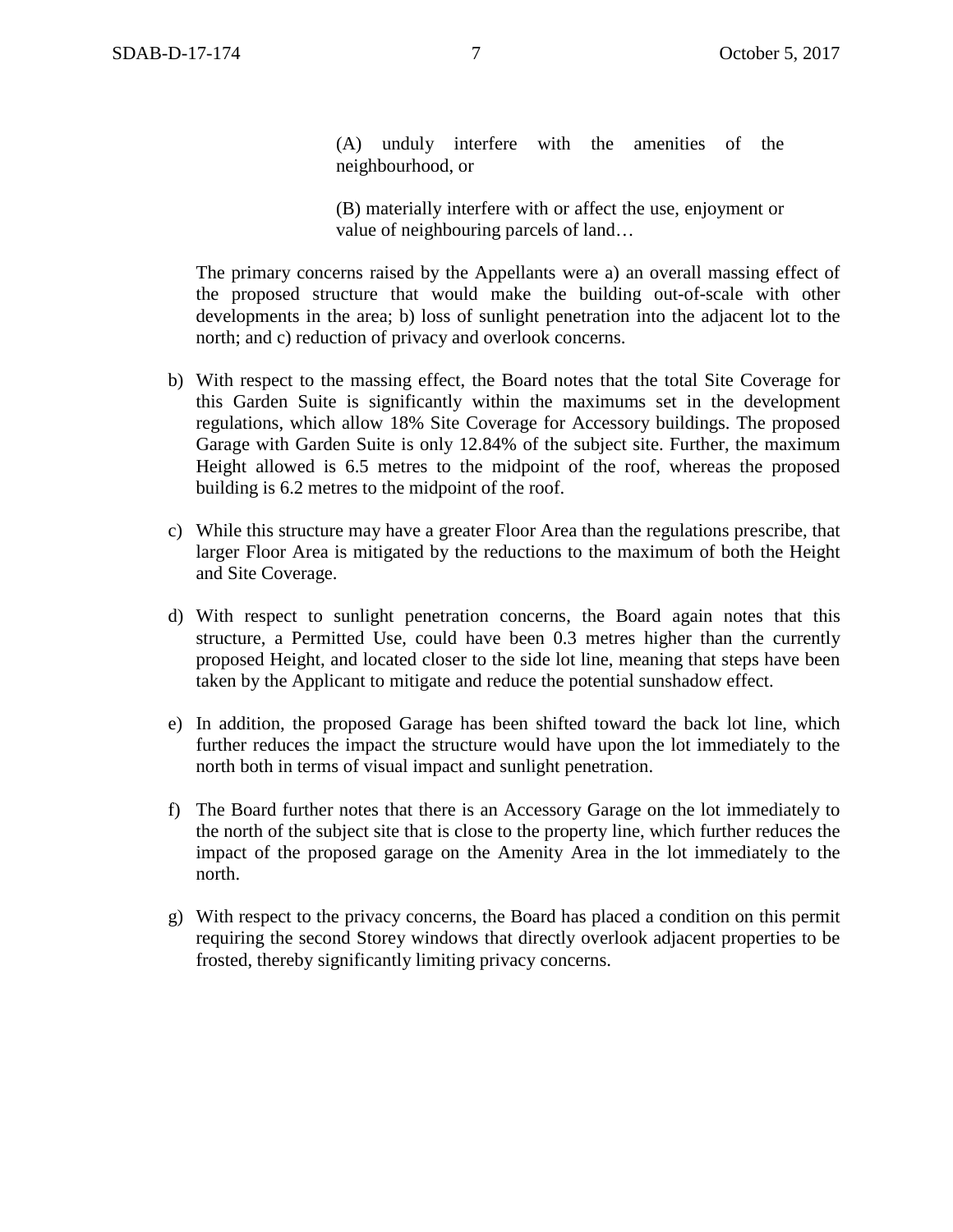> (A) unduly interfere with the amenities of the neighbourhood, or
>
> (B) materially interfere with or affect the use, enjoyment or value of neighbouring parcels of land…

The primary concerns raised by the Appellants were a) an overall massing effect of the proposed structure that would make the building out-of-scale with other developments in the area; b) loss of sunlight penetration into the adjacent lot to the north; and c) reduction of privacy and overlook concerns.

b) With respect to the massing effect, the Board notes that the total Site Coverage for this Garden Suite is significantly within the maximums set in the development regulations, which allow 18% Site Coverage for Accessory buildings. The proposed Garage with Garden Suite is only 12.84% of the subject site. Further, the maximum Height allowed is 6.5 metres to the midpoint of the roof, whereas the proposed building is 6.2 metres to the midpoint of the roof.

c) While this structure may have a greater Floor Area than the regulations prescribe, that larger Floor Area is mitigated by the reductions to the maximum of both the Height and Site Coverage.

d) With respect to sunlight penetration concerns, the Board again notes that this structure, a Permitted Use, could have been 0.3 metres higher than the currently proposed Height, and located closer to the side lot line, meaning that steps have been taken by the Applicant to mitigate and reduce the potential sunshadow effect.

e) In addition, the proposed Garage has been shifted toward the back lot line, which further reduces the impact the structure would have upon the lot immediately to the north both in terms of visual impact and sunlight penetration.

f) The Board further notes that there is an Accessory Garage on the lot immediately to the north of the subject site that is close to the property line, which further reduces the impact of the proposed garage on the Amenity Area in the lot immediately to the north.

g) With respect to the privacy concerns, the Board has placed a condition on this permit requiring the second Storey windows that directly overlook adjacent properties to be frosted, thereby significantly limiting privacy concerns.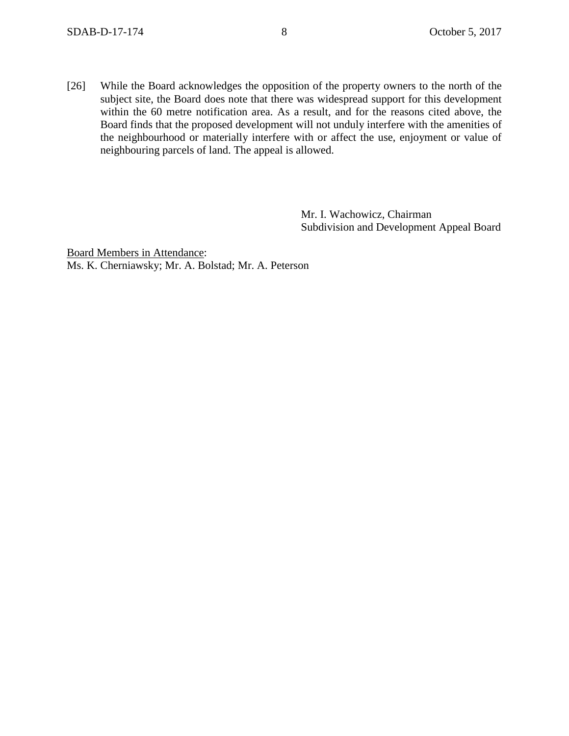[26] While the Board acknowledges the opposition of the property owners to the north of the subject site, the Board does note that there was widespread support for this development within the 60 metre notification area. As a result, and for the reasons cited above, the Board finds that the proposed development will not unduly interfere with the amenities of the neighbourhood or materially interfere with or affect the use, enjoyment or value of neighbouring parcels of land. The appeal is allowed.

Mr. I. Wachowicz, Chairman
Subdivision and Development Appeal Board

Board Members in Attendance:
Ms. K. Cherniawsky; Mr. A. Bolstad; Mr. A. Peterson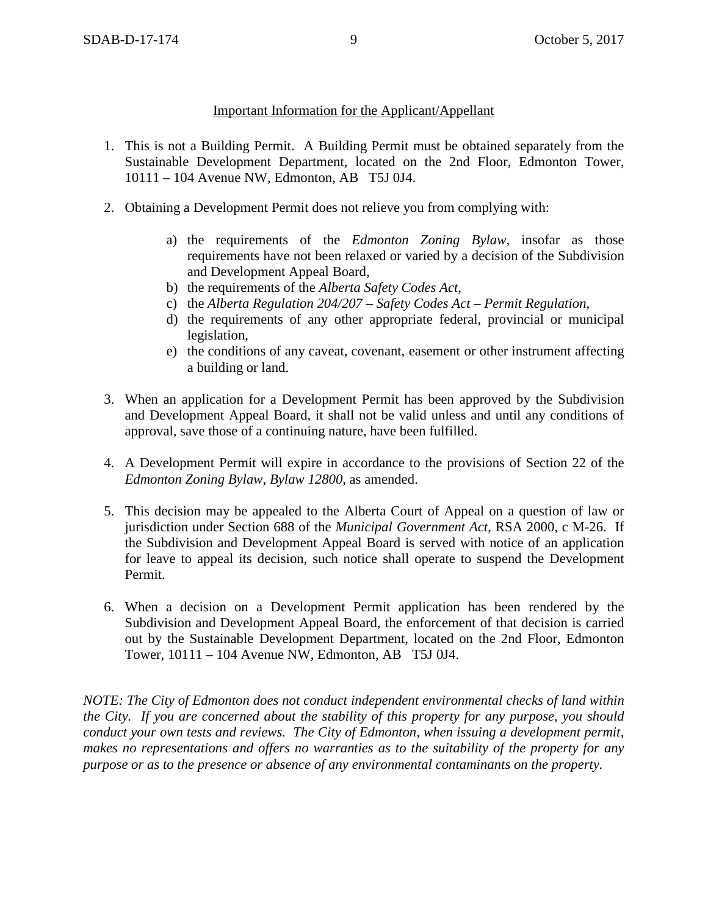<u>Important Information for the Applicant/Appellant</u>

1. This is not a Building Permit. A Building Permit must be obtained separately from the Sustainable Development Department, located on the 2nd Floor, Edmonton Tower, 10111 – 104 Avenue NW, Edmonton, AB T5J 0J4.

2. Obtaining a Development Permit does not relieve you from complying with:

    a) the requirements of the *Edmonton Zoning Bylaw*, insofar as those requirements have not been relaxed or varied by a decision of the Subdivision and Development Appeal Board,
    b) the requirements of the *Alberta Safety Codes Act*,
    c) the *Alberta Regulation 204/207 – Safety Codes Act – Permit Regulation*,
    d) the requirements of any other appropriate federal, provincial or municipal legislation,
    e) the conditions of any caveat, covenant, easement or other instrument affecting a building or land.

3. When an application for a Development Permit has been approved by the Subdivision and Development Appeal Board, it shall not be valid unless and until any conditions of approval, save those of a continuing nature, have been fulfilled.

4. A Development Permit will expire in accordance to the provisions of Section 22 of the *Edmonton Zoning Bylaw, Bylaw 12800*, as amended.

5. This decision may be appealed to the Alberta Court of Appeal on a question of law or jurisdiction under Section 688 of the *Municipal Government Act*, RSA 2000, c M-26. If the Subdivision and Development Appeal Board is served with notice of an application for leave to appeal its decision, such notice shall operate to suspend the Development Permit.

6. When a decision on a Development Permit application has been rendered by the Subdivision and Development Appeal Board, the enforcement of that decision is carried out by the Sustainable Development Department, located on the 2nd Floor, Edmonton Tower, 10111 – 104 Avenue NW, Edmonton, AB T5J 0J4.

*NOTE: The City of Edmonton does not conduct independent environmental checks of land within the City. If you are concerned about the stability of this property for any purpose, you should conduct your own tests and reviews. The City of Edmonton, when issuing a development permit, makes no representations and offers no warranties as to the suitability of the property for any purpose or as to the presence or absence of any environmental contaminants on the property.*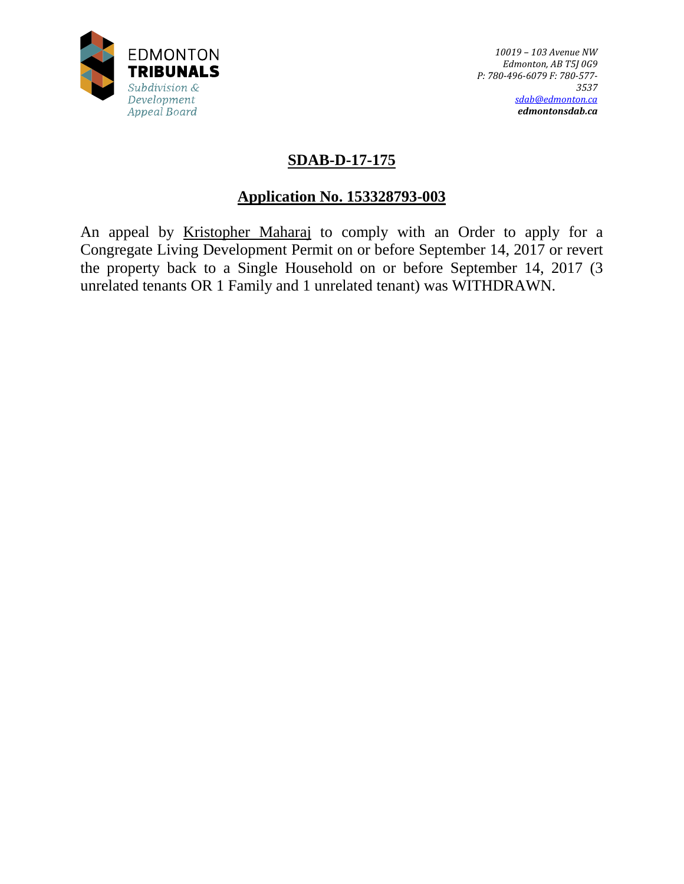EDMONTON
**TRIBUNALS**
*Subdivision & Development Appeal Board*

*10019 – 103 Avenue NW*
*Edmonton, AB T5J 0G9*
*P: 780-496-6079 F: 780-577-3537*
*sdab@edmonton.ca*
***edmontonsdab.ca***

## SDAB-D-17-175

## Application No. 153328793-003

An appeal by Kristopher Maharaj to comply with an Order to apply for a Congregate Living Development Permit on or before September 14, 2017 or revert the property back to a Single Household on or before September 14, 2017 (3 unrelated tenants OR 1 Family and 1 unrelated tenant) was WITHDRAWN.